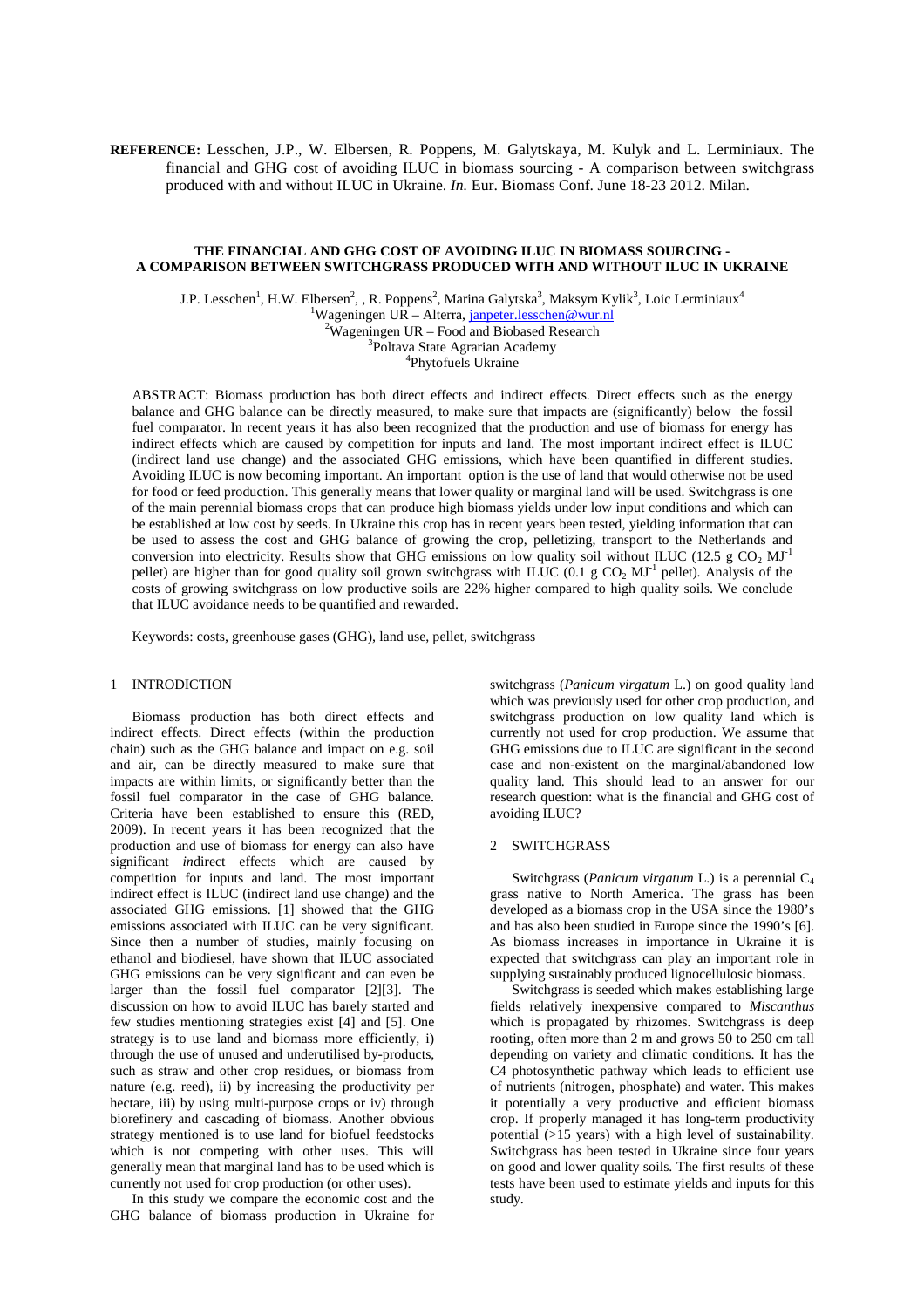**REFERENCE:** Lesschen, J.P., W. Elbersen, R. Poppens, M. Galytskaya, M. Kulyk and L. Lerminiaux. The financial and GHG cost of avoiding ILUC in biomass sourcing - A comparison between switchgrass produced with and without ILUC in Ukraine. *In.* Eur. Biomass Conf. June 18-23 2012. Milan.

# THE FINANCIAL AND GHG COST OF AVOIDING ILUC IN BIOMASS SOURCING - A COMPARISON BETWEEN SWITCHGRASS PRODUCED WITH AND WITHOUT ILUC IN UKRAINE

J.P. Lesschen[1], H.W. Elbersen[2], , R. Poppens[2], Marina Galytska[3], Maksym Kylik[3], Loic Lerminiaux[4]

[1]Wageningen UR – Alterra, janpeter.lesschen@wur.nl
[2]Wageningen UR – Food and Biobased Research
[3]Poltava State Agrarian Academy
[4]Phytofuels Ukraine

ABSTRACT: Biomass production has both direct effects and indirect effects. Direct effects such as the energy balance and GHG balance can be directly measured, to make sure that impacts are (significantly) below the fossil fuel comparator. In recent years it has also been recognized that the production and use of biomass for energy has indirect effects which are caused by competition for inputs and land. The most important indirect effect is ILUC (indirect land use change) and the associated GHG emissions, which have been quantified in different studies. Avoiding ILUC is now becoming important. An important option is the use of land that would otherwise not be used for food or feed production. This generally means that lower quality or marginal land will be used. Switchgrass is one of the main perennial biomass crops that can produce high biomass yields under low input conditions and which can be established at low cost by seeds. In Ukraine this crop has in recent years been tested, yielding information that can be used to assess the cost and GHG balance of growing the crop, pelletizing, transport to the Netherlands and conversion into electricity. Results show that GHG emissions on low quality soil without ILUC (12.5 g $CO_2$ $MJ^{-1}$ pellet) are higher than for good quality soil grown switchgrass with ILUC (0.1 g $CO_2$ $MJ^{-1}$ pellet). Analysis of the costs of growing switchgrass on low productive soils are 22% higher compared to high quality soils. We conclude that ILUC avoidance needs to be quantified and rewarded.

Keywords: costs, greenhouse gases (GHG), land use, pellet, switchgrass

## 1 INTRODICTION

Biomass production has both direct effects and indirect effects. Direct effects (within the production chain) such as the GHG balance and impact on e.g. soil and air, can be directly measured to make sure that impacts are within limits, or significantly better than the fossil fuel comparator in the case of GHG balance. Criteria have been established to ensure this (RED, 2009). In recent years it has been recognized that the production and use of biomass for energy can also have significant *in*direct effects which are caused by competition for inputs and land. The most important indirect effect is ILUC (indirect land use change) and the associated GHG emissions. [1] showed that the GHG emissions associated with ILUC can be very significant. Since then a number of studies, mainly focusing on ethanol and biodiesel, have shown that ILUC associated GHG emissions can be very significant and can even be larger than the fossil fuel comparator [2][3]. The discussion on how to avoid ILUC has barely started and few studies mentioning strategies exist [4] and [5]. One strategy is to use land and biomass more efficiently, i) through the use of unused and underutilised by-products, such as straw and other crop residues, or biomass from nature (e.g. reed), ii) by increasing the productivity per hectare, iii) by using multi-purpose crops or iv) through biorefinery and cascading of biomass. Another obvious strategy mentioned is to use land for biofuel feedstocks which is not competing with other uses. This will generally mean that marginal land has to be used which is currently not used for crop production (or other uses).

In this study we compare the economic cost and the GHG balance of biomass production in Ukraine for switchgrass (*Panicum virgatum* L.) on good quality land which was previously used for other crop production, and switchgrass production on low quality land which is currently not used for crop production. We assume that GHG emissions due to ILUC are significant in the second case and non-existent on the marginal/abandoned low quality land. This should lead to an answer for our research question: what is the financial and GHG cost of avoiding ILUC?

## 2 SWITCHGRASS

Switchgrass (*Panicum virgatum* L.) is a perennial $C_4$ grass native to North America. The grass has been developed as a biomass crop in the USA since the 1980's and has also been studied in Europe since the 1990's [6]. As biomass increases in importance in Ukraine it is expected that switchgrass can play an important role in supplying sustainably produced lignocellulosic biomass.

Switchgrass is seeded which makes establishing large fields relatively inexpensive compared to *Miscanthus* which is propagated by rhizomes. Switchgrass is deep rooting, often more than 2 m and grows 50 to 250 cm tall depending on variety and climatic conditions. It has the C4 photosynthetic pathway which leads to efficient use of nutrients (nitrogen, phosphate) and water. This makes it potentially a very productive and efficient biomass crop. If properly managed it has long-term productivity potential (>15 years) with a high level of sustainability. Switchgrass has been tested in Ukraine since four years on good and lower quality soils. The first results of these tests have been used to estimate yields and inputs for this study.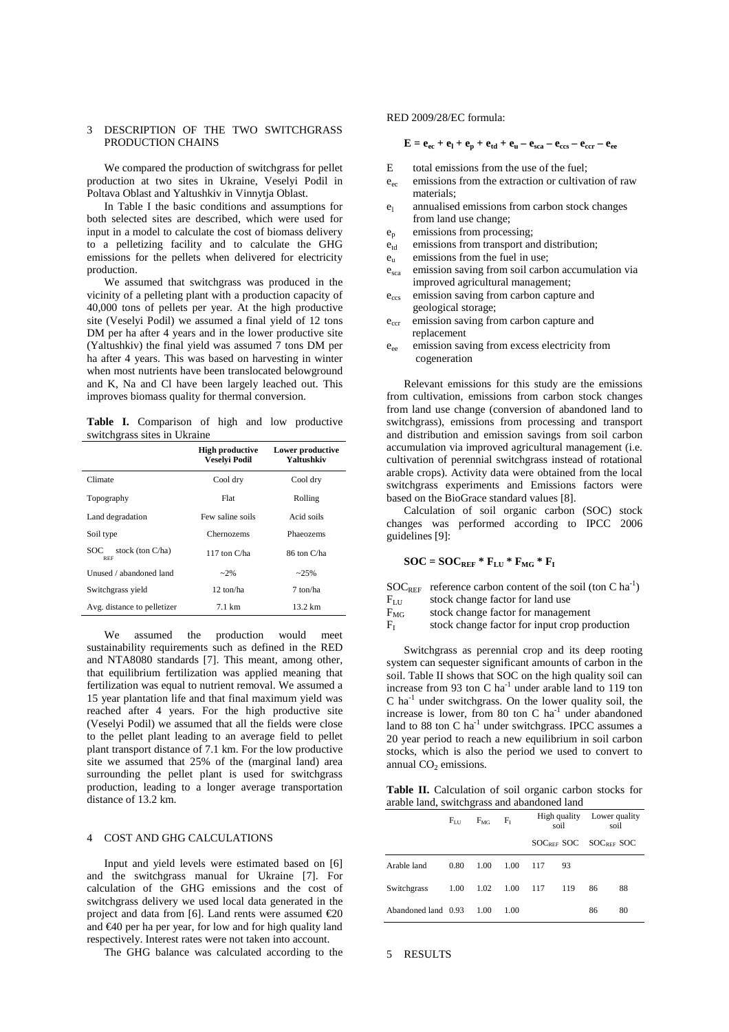## 3 DESCRIPTION OF THE TWO SWITCHGRASS PRODUCTION CHAINS

We compared the production of switchgrass for pellet production at two sites in Ukraine, Veselyi Podil in Poltava Oblast and Yaltushkiv in Vinnytja Oblast.

In Table I the basic conditions and assumptions for both selected sites are described, which were used for input in a model to calculate the cost of biomass delivery to a pelletizing facility and to calculate the GHG emissions for the pellets when delivered for electricity production.

We assumed that switchgrass was produced in the vicinity of a pelleting plant with a production capacity of 40,000 tons of pellets per year. At the high productive site (Veselyi Podil) we assumed a final yield of 12 tons DM per ha after 4 years and in the lower productive site (Yaltushkiv) the final yield was assumed 7 tons DM per ha after 4 years. This was based on harvesting in winter when most nutrients have been translocated belowground and K, Na and Cl have been largely leached out. This improves biomass quality for thermal conversion.

**Table I.** Comparison of high and low productive switchgrass sites in Ukraine

| | High productive Veselyi Podil | Lower productive Yaltushkiv |
|---|---|---|
| Climate | Cool dry | Cool dry |
| Topography | Flat | Rolling |
| Land degradation | Few saline soils | Acid soils |
| Soil type | Chernozems | Phaeozems |
| $SOC_{REF}$ stock (ton C/ha) | 117 ton C/ha | 86 ton C/ha |
| Unused / abandoned land | ~2% | ~25% |
| Switchgrass yield | 12 ton/ha | 7 ton/ha |
| Avg. distance to pelletizer | 7.1 km | 13.2 km |

We assumed the production would meet sustainability requirements such as defined in the RED and NTA8080 standards [7]. This meant, among other, that equilibrium fertilization was applied meaning that fertilization was equal to nutrient removal. We assumed a 15 year plantation life and that final maximum yield was reached after 4 years. For the high productive site (Veselyi Podil) we assumed that all the fields were close to the pellet plant leading to an average field to pellet plant transport distance of 7.1 km. For the low productive site we assumed that 25% of the (marginal land) area surrounding the pellet plant is used for switchgrass production, leading to a longer average transportation distance of 13.2 km.

## 4 COST AND GHG CALCULATIONS

Input and yield levels were estimated based on [6] and the switchgrass manual for Ukraine [7]. For calculation of the GHG emissions and the cost of switchgrass delivery we used local data generated in the project and data from [6]. Land rents were assumed €20 and €40 per ha per year, for low and for high quality land respectively. Interest rates were not taken into account.

The GHG balance was calculated according to the RED 2009/28/EC formula:

$$E = e_{ec} + e_l + e_p + e_{td} + e_u - e_{sca} - e_{ccs} - e_{ccr} - e_{ee}$$

- $E$ total emissions from the use of the fuel;
- $e_{ec}$ emissions from the extraction or cultivation of raw materials;
- $e_l$ annualised emissions from carbon stock changes from land use change;
- $e_p$ emissions from processing;
- $e_{td}$ emissions from transport and distribution;
- $e_u$ emissions from the fuel in use;
- $e_{sca}$ emission saving from soil carbon accumulation via improved agricultural management;
- $e_{ccs}$ emission saving from carbon capture and geological storage;
- $e_{ccr}$ emission saving from carbon capture and replacement
- $e_{ee}$ emission saving from excess electricity from cogeneration

Relevant emissions for this study are the emissions from cultivation, emissions from carbon stock changes from land use change (conversion of abandoned land to switchgrass), emissions from processing and transport and distribution and emission savings from soil carbon accumulation via improved agricultural management (i.e. cultivation of perennial switchgrass instead of rotational arable crops). Activity data were obtained from the local switchgrass experiments and Emissions factors were based on the BioGrace standard values [8].

Calculation of soil organic carbon (SOC) stock changes was performed according to IPCC 2006 guidelines [9]:

$$SOC = SOC_{REF} * F_{LU} * F_{MG} * F_I$$

- $SOC_{REF}$ reference carbon content of the soil (ton C $ha^{-1}$)
- $F_{LU}$ stock change factor for land use
- $F_{MG}$ stock change factor for management
- $F_I$ stock change factor for input crop production

Switchgrass as perennial crop and its deep rooting system can sequester significant amounts of carbon in the soil. Table II shows that SOC on the high quality soil can increase from 93 ton C $ha^{-1}$ under arable land to 119 ton C $ha^{-1}$ under switchgrass. On the lower quality soil, the increase is lower, from 80 ton C $ha^{-1}$ under abandoned land to 88 ton C $ha^{-1}$ under switchgrass. IPCC assumes a 20 year period to reach a new equilibrium in soil carbon stocks, which is also the period we used to convert to annual $CO_2$ emissions.

**Table II.** Calculation of soil organic carbon stocks for arable land, switchgrass and abandoned land

| | $F_{LU}$ | $F_{MG}$ | $F_I$ | High quality soil | | Lower quality soil | |
|---|---|---|---|---|---|---|---|
| | | | | $SOC_{REF}$ | SOC | $SOC_{REF}$ | SOC |
| Arable land | 0.80 | 1.00 | 1.00 | 117 | 93 | | |
| Switchgrass | 1.00 | 1.02 | 1.00 | 117 | 119 | 86 | 88 |
| Abandoned land | 0.93 | 1.00 | 1.00 | | | 86 | 80 |

## 5 RESULTS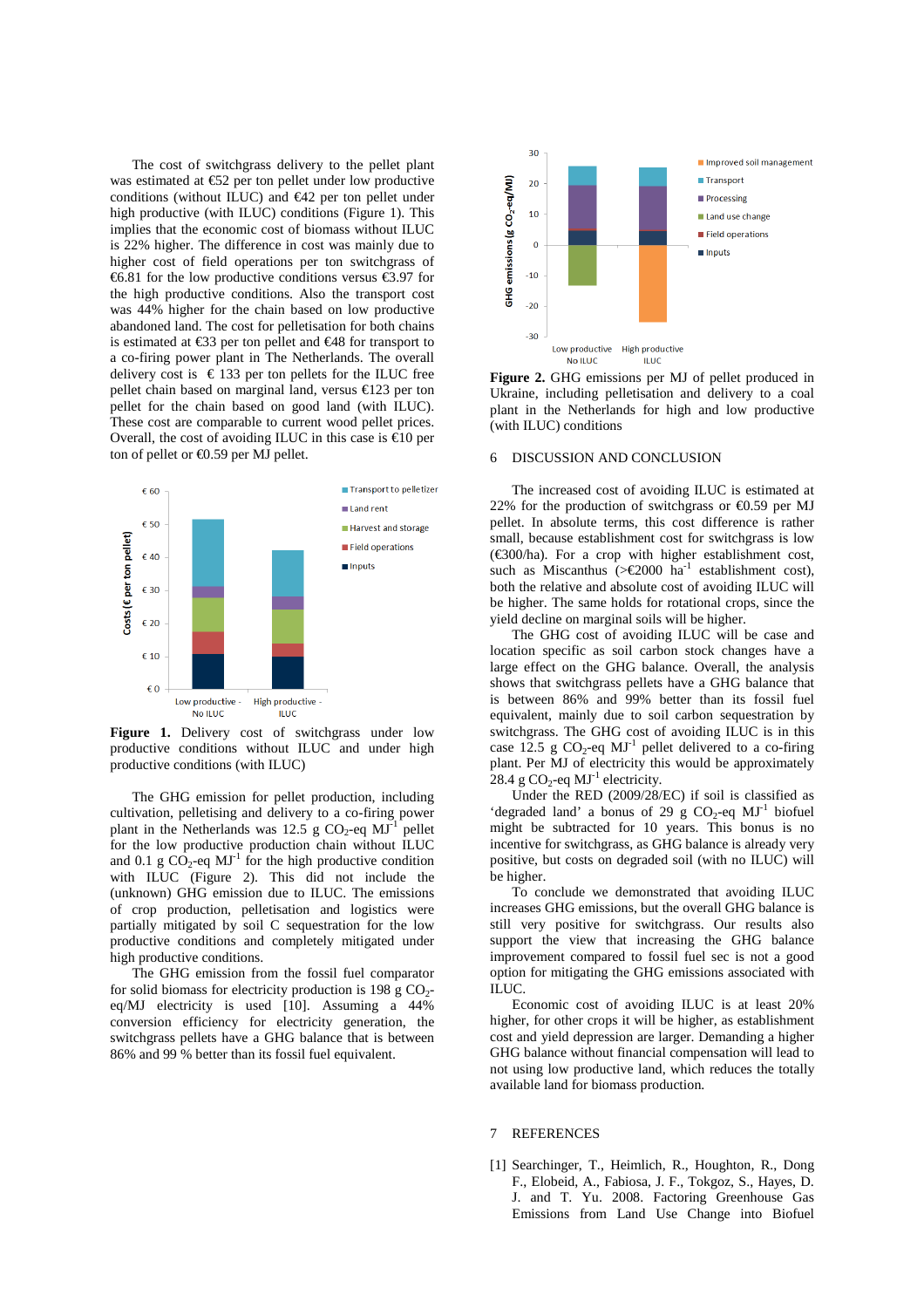The cost of switchgrass delivery to the pellet plant was estimated at €52 per ton pellet under low productive conditions (without ILUC) and €42 per ton pellet under high productive (with ILUC) conditions (Figure 1). This implies that the economic cost of biomass without ILUC is 22% higher. The difference in cost was mainly due to higher cost of field operations per ton switchgrass of €6.81 for the low productive conditions versus €3.97 for the high productive conditions. Also the transport cost was 44% higher for the chain based on low productive abandoned land. The cost for pelletisation for both chains is estimated at €33 per ton pellet and €48 for transport to a co-firing power plant in The Netherlands. The overall delivery cost is € 133 per ton pellets for the ILUC free pellet chain based on marginal land, versus €123 per ton pellet for the chain based on good land (with ILUC). These cost are comparable to current wood pellet prices. Overall, the cost of avoiding ILUC in this case is €10 per ton of pellet or €0.59 per MJ pellet.

**Figure 1.** Delivery cost of switchgrass under low productive conditions without ILUC and under high productive conditions (with ILUC)

The GHG emission for pellet production, including cultivation, pelletising and delivery to a co-firing power plant in The Netherlands was 12.5 g $CO_2$-eq $MJ^{-1}$ pellet for the low productive production chain without ILUC and 0.1 g $CO_2$-eq $MJ^{-1}$ for the high productive condition with ILUC (Figure 2). This did not include the (unknown) GHG emission due to ILUC. The emissions of crop production, pelletisation and logistics were partially mitigated by soil C sequestration for the low productive conditions and completely mitigated under high productive conditions.

The GHG emission from the fossil fuel comparator for solid biomass for electricity production is 198 g $CO_2$-eq/MJ electricity is used [10]. Assuming a 44% conversion efficiency for electricity generation, the switchgrass pellets have a GHG balance that is between 86% and 99 % better than its fossil fuel equivalent.

**Figure 2.** GHG emissions per MJ of pellet produced in Ukraine, including pelletisation and delivery to a coal plant in the Netherlands for high and low productive (with ILUC) conditions

## 6 DISCUSSION AND CONCLUSION

The increased cost of avoiding ILUC is estimated at 22% for the production of switchgrass or €0.59 per MJ pellet. In absolute terms, this cost difference is rather small, because establishment cost for switchgrass is low (€300/ha). For a crop with higher establishment cost, such as Miscanthus (>€2000 $ha^{-1}$ establishment cost), both the relative and absolute cost of avoiding ILUC will be higher. The same holds for rotational crops, since the yield decline on marginal soils will be higher.

The GHG cost of avoiding ILUC will be case and location specific as soil carbon stock changes have a large effect on the GHG balance. Overall, the analysis shows that switchgrass pellets have a GHG balance that is between 86% and 99% better than its fossil fuel equivalent, mainly due to soil carbon sequestration by switchgrass. The GHG cost of avoiding ILUC is in this case 12.5 g $CO_2$-eq $MJ^{-1}$ pellet delivered to a co-firing plant. Per MJ of electricity this would be approximately 28.4 g $CO_2$-eq $MJ^{-1}$ electricity.

Under the RED (2009/28/EC) if soil is classified as 'degraded land' a bonus of 29 g $CO_2$-eq $MJ^{-1}$ biofuel might be subtracted for 10 years. This bonus is no incentive for switchgrass, as GHG balance is already very positive, but costs on degraded soil (with no ILUC) will be higher.

To conclude we demonstrated that avoiding ILUC increases GHG emissions, but the overall GHG balance is still very positive for switchgrass. Our results also support the view that increasing the GHG balance improvement compared to fossil fuel sec is not a good option for mitigating the GHG emissions associated with ILUC.

Economic cost of avoiding ILUC is at least 20% higher, for other crops it will be higher, as establishment cost and yield depression are larger. Demanding a higher GHG balance without financial compensation will lead to not using low productive land, which reduces the totally available land for biomass production.

## 7 REFERENCES

[1] Searchinger, T., Heimlich, R., Houghton, R., Dong F., Elobeid, A., Fabiosa, J. F., Tokgoz, S., Hayes, D. J. and T. Yu. 2008. Factoring Greenhouse Gas Emissions from Land Use Change into Biofuel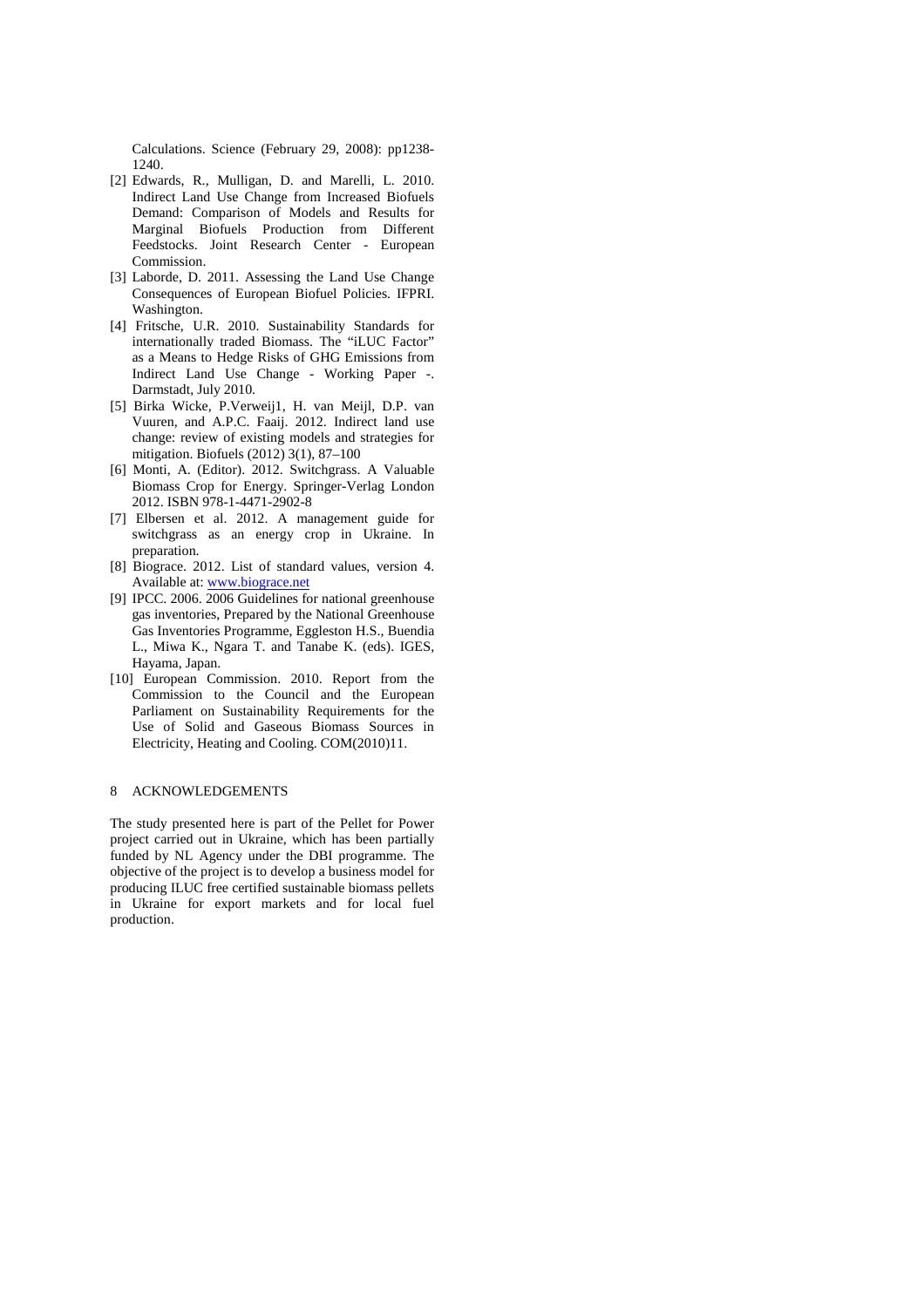Calculations. Science (February 29, 2008): pp1238-1240.

[2] Edwards, R., Mulligan, D. and Marelli, L. 2010. Indirect Land Use Change from Increased Biofuels Demand: Comparison of Models and Results for Marginal Biofuels Production from Different Feedstocks. Joint Research Center - European Commission.

[3] Laborde, D. 2011. Assessing the Land Use Change Consequences of European Biofuel Policies. IFPRI. Washington.

[4] Fritsche, U.R. 2010. Sustainability Standards for internationally traded Biomass. The "iLUC Factor" as a Means to Hedge Risks of GHG Emissions from Indirect Land Use Change - Working Paper -. Darmstadt, July 2010.

[5] Birka Wicke, P.Verweij1, H. van Meijl, D.P. van Vuuren, and A.P.C. Faaij. 2012. Indirect land use change: review of existing models and strategies for mitigation. Biofuels (2012) 3(1), 87–100

[6] Monti, A. (Editor). 2012. Switchgrass. A Valuable Biomass Crop for Energy. Springer-Verlag London 2012. ISBN 978-1-4471-2902-8

[7] Elbersen et al. 2012. A management guide for switchgrass as an energy crop in Ukraine. In preparation.

[8] Biograce. 2012. List of standard values, version 4. Available at: www.biograce.net

[9] IPCC. 2006. 2006 Guidelines for national greenhouse gas inventories, Prepared by the National Greenhouse Gas Inventories Programme, Eggleston H.S., Buendia L., Miwa K., Ngara T. and Tanabe K. (eds). IGES, Hayama, Japan.

[10] European Commission. 2010. Report from the Commission to the Council and the European Parliament on Sustainability Requirements for the Use of Solid and Gaseous Biomass Sources in Electricity, Heating and Cooling. COM(2010)11.

## 8 ACKNOWLEDGEMENTS

The study presented here is part of the Pellet for Power project carried out in Ukraine, which has been partially funded by NL Agency under the DBI programme. The objective of the project is to develop a business model for producing ILUC free certified sustainable biomass pellets in Ukraine for export markets and for local fuel production.